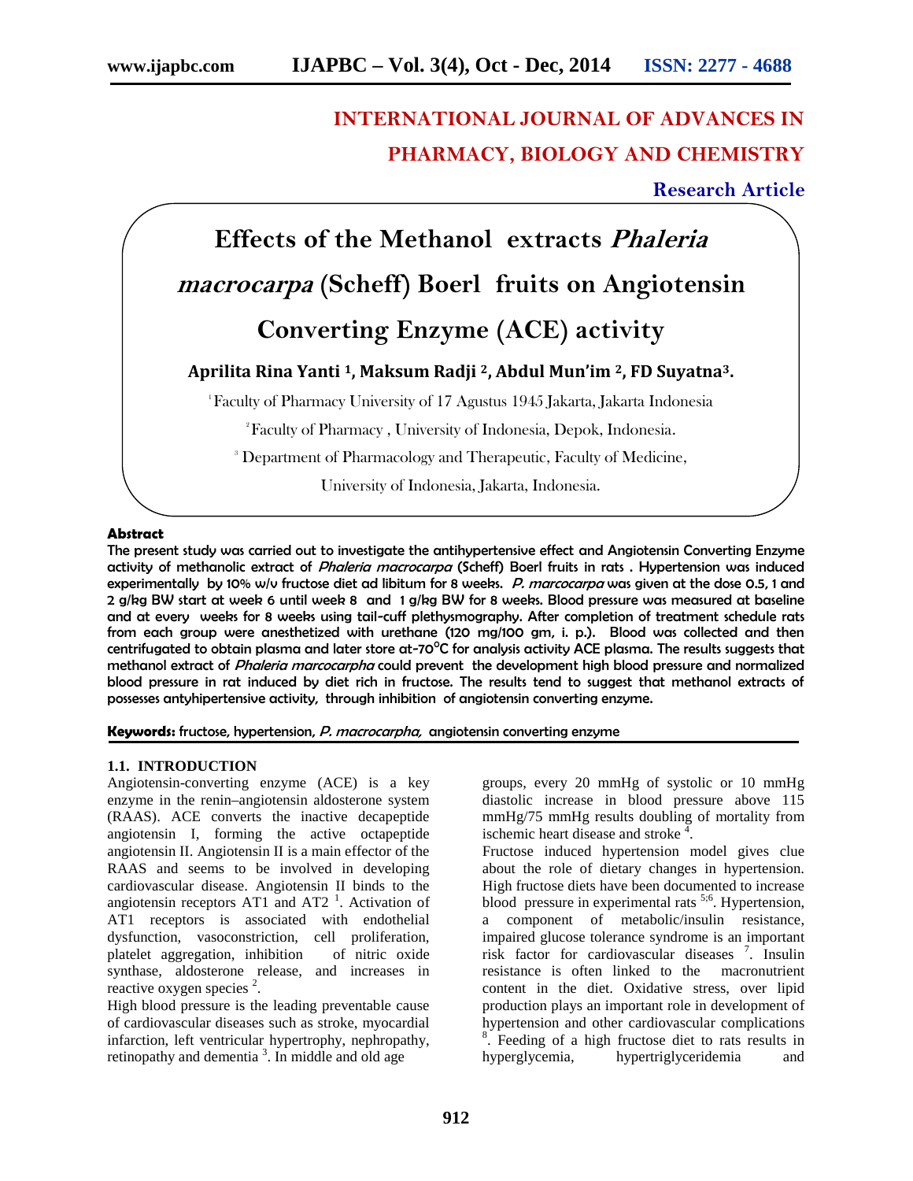# INTERNATIONAL JOURNAL OF ADVANCES IN PHARMACY, BIOLOGY AND CHEMISTRY

**Research Article**

# Effects of the Methanol extracts *Phaleria macrocarpa* (Scheff) Boerl fruits on Angiotensin Converting Enzyme (ACE) activity

**Aprilita Rina Yanti [1], Maksum Radji [2], Abdul Mun'im [2], FD Suyatna[3].**

[1] Faculty of Pharmacy University of 17 Agustus 1945 Jakarta, Jakarta Indonesia

[2] Faculty of Pharmacy , University of Indonesia, Depok, Indonesia.

[3] Department of Pharmacology and Therapeutic, Faculty of Medicine, University of Indonesia, Jakarta, Indonesia.

**Abstract**

**The present study was carried out to investigate the antihypertensive effect and Angiotensin Converting Enzyme activity of methanolic extract of *Phaleria macrocarpa* (Scheff) Boerl fruits in rats . Hypertension was induced experimentally by 10% w/v fructose diet ad libitum for 8 weeks. *P. marcocarpa* was given at the dose 0.5, 1 and 2 g/kg BW start at week 6 until week 8 and 1 g/kg BW for 8 weeks. Blood pressure was measured at baseline and at every weeks for 8 weeks using tail-cuff plethysmography. After completion of treatment schedule rats from each group were anesthetized with urethane (120 mg/100 gm, i. p.). Blood was collected and then centrifugated to obtain plasma and later store at-70°C for analysis activity ACE plasma. The results suggests that methanol extract of *Phaleria marcocarpha* could prevent the development high blood pressure and normalized blood pressure in rat induced by diet rich in fructose. The results tend to suggest that methanol extracts of possesses antyhipertensive activity, through inhibition of angiotensin converting enzyme.**

**Keywords:** fructose, hypertension, *P. macrocarpha,* angiotensin converting enzyme

## 1.1. INTRODUCTION

Angiotensin-converting enzyme (ACE) is a key enzyme in the renin–angiotensin aldosterone system (RAAS). ACE converts the inactive decapeptide angiotensin I, forming the active octapeptide angiotensin II. Angiotensin II is a main effector of the RAAS and seems to be involved in developing cardiovascular disease. Angiotensin II binds to the angiotensin receptors AT1 and AT2 [1]. Activation of AT1 receptors is associated with endothelial dysfunction, vasoconstriction, cell proliferation, platelet aggregation, inhibition of nitric oxide synthase, aldosterone release, and increases in reactive oxygen species [2].

High blood pressure is the leading preventable cause of cardiovascular diseases such as stroke, myocardial infarction, left ventricular hypertrophy, nephropathy, retinopathy and dementia [3]. In middle and old age groups, every 20 mmHg of systolic or 10 mmHg diastolic increase in blood pressure above 115 mmHg/75 mmHg results doubling of mortality from ischemic heart disease and stroke [4].

Fructose induced hypertension model gives clue about the role of dietary changes in hypertension. High fructose diets have been documented to increase blood pressure in experimental rats [5;6]. Hypertension, a component of metabolic/insulin resistance, impaired glucose tolerance syndrome is an important risk factor for cardiovascular diseases [7]. Insulin resistance is often linked to the macronutrient content in the diet. Oxidative stress, over lipid production plays an important role in development of hypertension and other cardiovascular complications [8]. Feeding of a high fructose diet to rats results in hyperglycemia, hypertriglyceridemia and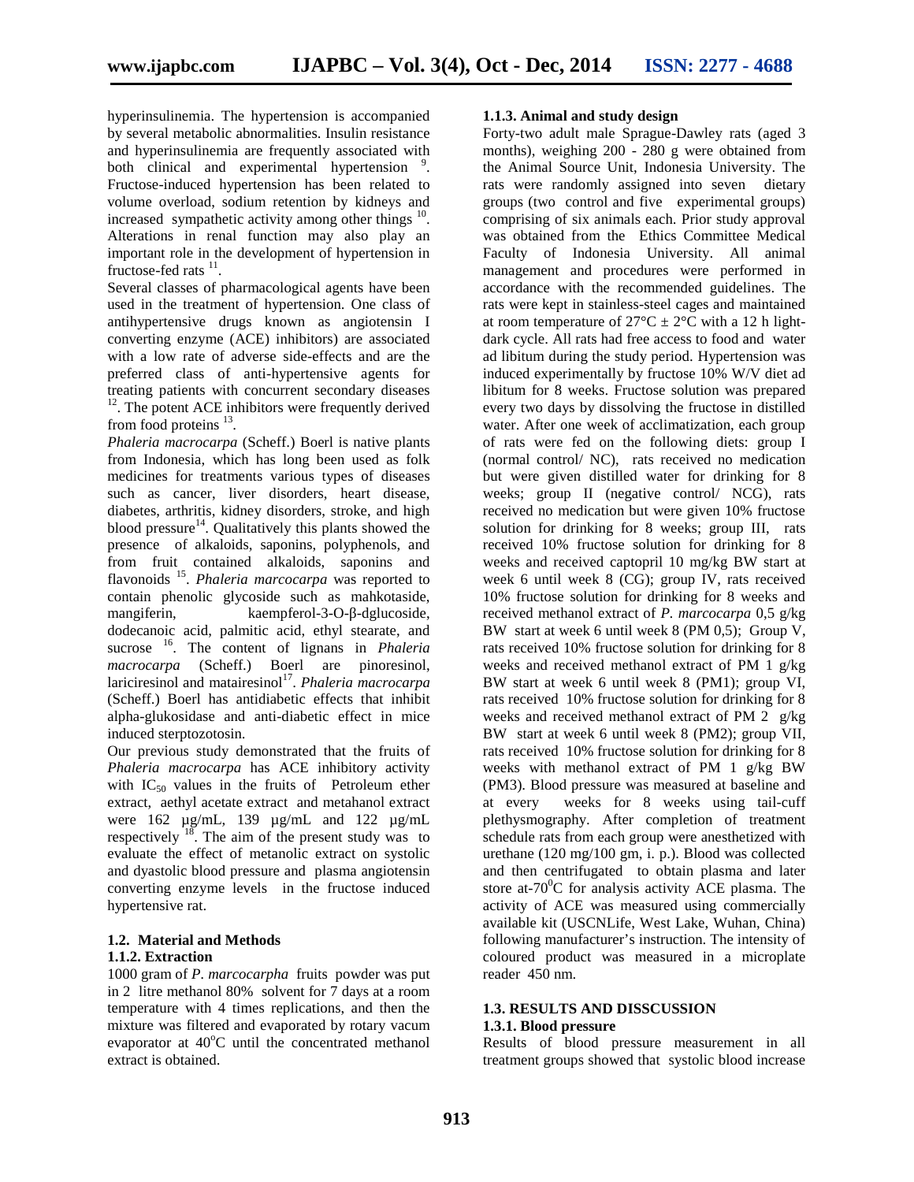hyperinsulinemia. The hypertension is accompanied by several metabolic abnormalities. Insulin resistance and hyperinsulinemia are frequently associated with both clinical and experimental hypertension [9]. Fructose-induced hypertension has been related to volume overload, sodium retention by kidneys and increased sympathetic activity among other things [10]. Alterations in renal function may also play an important role in the development of hypertension in fructose-fed rats [11].

Several classes of pharmacological agents have been used in the treatment of hypertension. One class of antihypertensive drugs known as angiotensin I converting enzyme (ACE) inhibitors) are associated with a low rate of adverse side-effects and are the preferred class of anti-hypertensive agents for treating patients with concurrent secondary diseases [12]. The potent ACE inhibitors were frequently derived from food proteins [13].

*Phaleria macrocarpa* (Scheff.) Boerl is native plants from Indonesia, which has long been used as folk medicines for treatments various types of diseases such as cancer, liver disorders, heart disease, diabetes, arthritis, kidney disorders, stroke, and high blood pressure[14]. Qualitatively this plants showed the presence of alkaloids, saponins, polyphenols, and from fruit contained alkaloids, saponins and flavonoids [15]. *Phaleria marcocarpa* was reported to contain phenolic glycoside such as mahkotaside, mangiferin, kaempferol-3-O-β-dglucoside, dodecanoic acid, palmitic acid, ethyl stearate, and sucrose [16]. The content of lignans in *Phaleria macrocarpa* (Scheff.) Boerl are pinoresinol, lariciresinol and mataîresinol[17]. *Phaleria macrocarpa* (Scheff.) Boerl has antidiabetic effects that inhibit alpha-glukosidase and anti-diabetic effect in mice induced sterptozotosin.

Our previous study demonstrated that the fruits of *Phaleria macrocarpa* has ACE inhibitory activity with $IC_{50}$ values in the fruits of Petroleum ether extract, aethyl acetate extract and metahanol extract were 162 µg/mL, 139 µg/mL and 122 µg/mL respectively [18]. The aim of the present study was to evaluate the effect of metanolic extract on systolic and dyastolic blood pressure and plasma angiotensin converting enzyme levels in the fructose induced hypertensive rat.

## 1.2. Material and Methods

### 1.1.2. Extraction

1000 gram of *P. marcocarpha* fruits powder was put in 2 litre methanol 80% solvent for 7 days at a room temperature with 4 times replications, and then the mixture was filtered and evaporated by rotary vacum evaporator at 40°C until the concentrated methanol extract is obtained.

### 1.1.3. Animal and study design

Forty-two adult male Sprague-Dawley rats (aged 3 months), weighing 200 - 280 g were obtained from the Animal Source Unit, Indonesia University. The rats were randomly assigned into seven dietary groups (two control and five experimental groups) comprising of six animals each. Prior study approval was obtained from the Ethics Committee Medical Faculty of Indonesia University. All animal management and procedures were performed in accordance with the recommended guidelines. The rats were kept in stainless-steel cages and maintained at room temperature of 27°C ± 2°C with a 12 h light-dark cycle. All rats had free access to food and water ad libitum during the study period. Hypertension was induced experimentally by fructose 10% W/V diet ad libitum for 8 weeks. Fructose solution was prepared every two days by dissolving the fructose in distilled water. After one week of acclimatization, each group of rats were fed on the following diets: group I (normal control/ NC), rats received no medication but were given distilled water for drinking for 8 weeks; group II (negative control/ NCG), rats received no medication but were given 10% fructose solution for drinking for 8 weeks; group III, rats received 10% fructose solution for drinking for 8 weeks and received captopril 10 mg/kg BW start at week 6 until week 8 (CG); group IV, rats received 10% fructose solution for drinking for 8 weeks and received methanol extract of *P. marcocarpa* 0,5 g/kg BW start at week 6 until week 8 (PM 0,5); Group V, rats received 10% fructose solution for drinking for 8 weeks and received methanol extract of PM 1 g/kg BW start at week 6 until week 8 (PM1); group VI, rats received 10% fructose solution for drinking for 8 weeks and received methanol extract of PM 2 g/kg BW start at week 6 until week 8 (PM2); group VII, rats received 10% fructose solution for drinking for 8 weeks with methanol extract of PM 1 g/kg BW (PM3). Blood pressure was measured at baseline and at every weeks for 8 weeks using tail-cuff plethysmography. After completion of treatment schedule rats from each group were anesthetized with urethane (120 mg/100 gm, i. p.). Blood was collected and then centrifugated to obtain plasma and later store at-70°C for analysis activity ACE plasma. The activity of ACE was measured using commercially available kit (USCNLife, West Lake, Wuhan, China) following manufacturer's instruction. The intensity of coloured product was measured in a microplate reader 450 nm.

## 1.3. RESULTS AND DISSCUSSION

### 1.3.1. Blood pressure

Results of blood pressure measurement in all treatment groups showed that systolic blood increase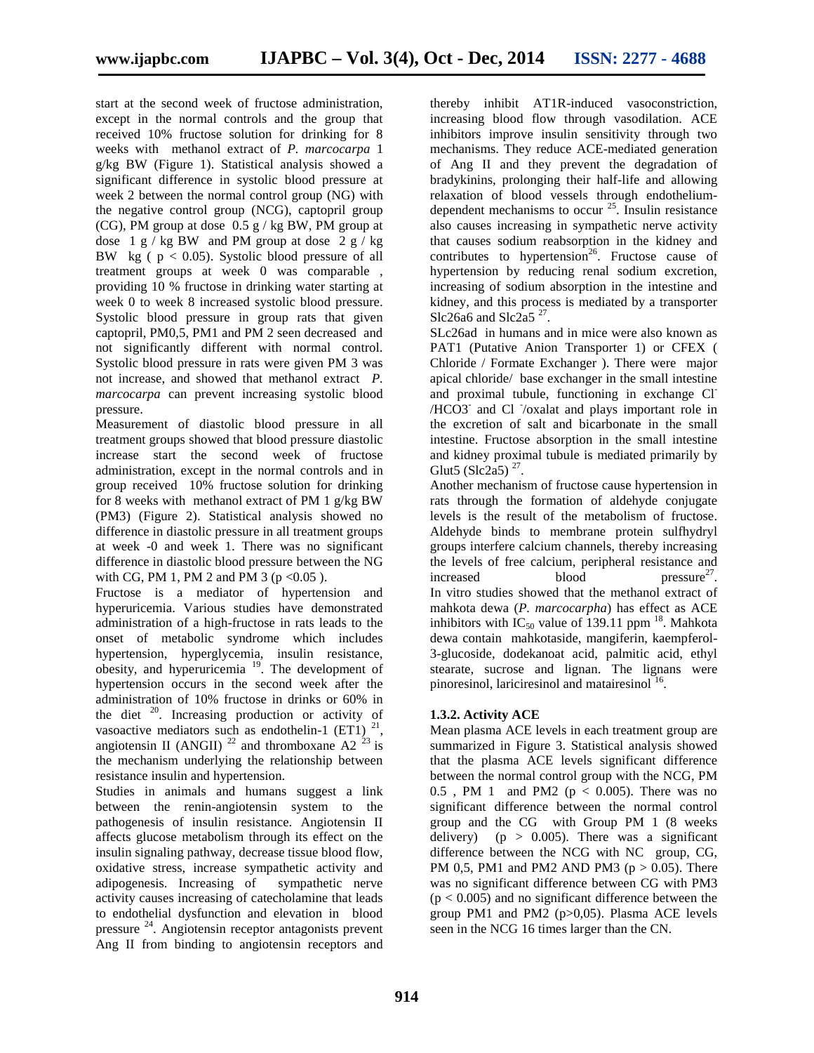start at the second week of fructose administration, except in the normal controls and the group that received 10% fructose solution for drinking for 8 weeks with methanol extract of *P. marcocarpa* 1 g/kg BW (Figure 1). Statistical analysis showed a significant difference in systolic blood pressure at week 2 between the normal control group (NG) with the negative control group (NCG), captopril group (CG), PM group at dose 0.5 g / kg BW, PM group at dose 1 g / kg BW and PM group at dose 2 g / kg BW kg ( $p < 0.05$). Systolic blood pressure of all treatment groups at week 0 was comparable , providing 10 % fructose in drinking water starting at week 0 to week 8 increased systolic blood pressure. Systolic blood pressure in group rats that given captopril, PM0,5, PM1 and PM 2 seen decreased and not significantly different with normal control. Systolic blood pressure in rats were given PM 3 was not increase, and showed that methanol extract *P. marcocarpa* can prevent increasing systolic blood pressure.

Measurement of diastolic blood pressure in all treatment groups showed that blood pressure diastolic increase start the second week of fructose administration, except in the normal controls and in group received 10% fructose solution for drinking for 8 weeks with methanol extract of PM 1 g/kg BW (PM3) (Figure 2). Statistical analysis showed no difference in diastolic pressure in all treatment groups at week -0 and week 1. There was no significant difference in diastolic blood pressure between the NG with CG, PM 1, PM 2 and PM 3 ($p <0.05$ ).

Fructose is a mediator of hypertension and hyperuricemia. Various studies have demonstrated administration of a high-fructose in rats leads to the onset of metabolic syndrome which includes hypertension, hyperglycemia, insulin resistance, obesity, and hyperuricemia [19]. The development of hypertension occurs in the second week after the administration of 10% fructose in drinks or 60% in the diet [20]. Increasing production or activity of vasoactive mediators such as endothelin-1 (ET1) [21], angiotensin II (ANGII) [22] and thromboxane A2 [23] is the mechanism underlying the relationship between resistance insulin and hypertension.

Studies in animals and humans suggest a link between the renin-angiotensin system to the pathogenesis of insulin resistance. Angiotensin II affects glucose metabolism through its effect on the insulin signaling pathway, decrease tissue blood flow, oxidative stress, increase sympathetic activity and adipogenesis. Increasing of sympathetic nerve activity causes increasing of catecholamine that leads to endothelial dysfunction and elevation in blood pressure [24]. Angiotensin receptor antagonists prevent Ang II from binding to angiotensin receptors and thereby inhibit AT1R-induced vasoconstriction, increasing blood flow through vasodilation. ACE inhibitors improve insulin sensitivity through two mechanisms. They reduce ACE-mediated generation of Ang II and they prevent the degradation of bradykinins, prolonging their half-life and allowing relaxation of blood vessels through endothelium-dependent mechanisms to occur [25]. Insulin resistance also causes increasing in sympathetic nerve activity that causes sodium reabsorption in the kidney and contributes to hypertension[26]. Fructose cause of hypertension by reducing renal sodium excretion, increasing of sodium absorption in the intestine and kidney, and this process is mediated by a transporter Slc26a6 and Slc2a5 [27].

SLc26ad in humans and in mice were also known as PAT1 (Putative Anion Transporter 1) or CFEX ( Chloride / Formate Exchanger ). There were major apical chloride/ base exchanger in the small intestine and proximal tubule, functioning in exchange $Cl^-$ /$HCO3^-$ and $Cl^-$/oxalat and plays important role in the excretion of salt and bicarbonate in the small intestine. Fructose absorption in the small intestine and kidney proximal tubule is mediated primarily by Glut5 (Slc2a5) [27].

Another mechanism of fructose cause hypertension in rats through the formation of aldehyde conjugate levels is the result of the metabolism of fructose. Aldehyde binds to membrane protein sulfhydryl groups interfere calcium channels, thereby increasing the levels of free calcium, peripheral resistance and increased blood pressure[27].

In vitro studies showed that the methanol extract of mahkota dewa (*P. marcocarpha*) has effect as ACE inhibitors with $IC_{50}$ value of 139.11 ppm [18]. Mahkota dewa contain mahkotaside, mangiferin, kaempferol-3-glucoside, dodekanoat acid, palmitic acid, ethyl stearate, sucrose and lignan. The lignans were pinoresinol, lariciresinol and matairesinol [16].

### 1.3.2. Activity ACE

Mean plasma ACE levels in each treatment group are summarized in Figure 3. Statistical analysis showed that the plasma ACE levels significant difference between the normal control group with the NCG, PM 0.5 , PM 1 and PM2 ($p < 0.005$). There was no significant difference between the normal control group and the CG with Group PM 1 (8 weeks delivery) ($p > 0.005$). There was a significant difference between the NCG with NC group, CG, PM 0,5, PM1 and PM2 AND PM3 ($p > 0.05$). There was no significant difference between CG with PM3 ($p < 0.005$) and no significant difference between the group PM1 and PM2 (p>0,05). Plasma ACE levels seen in the NCG 16 times larger than the CN.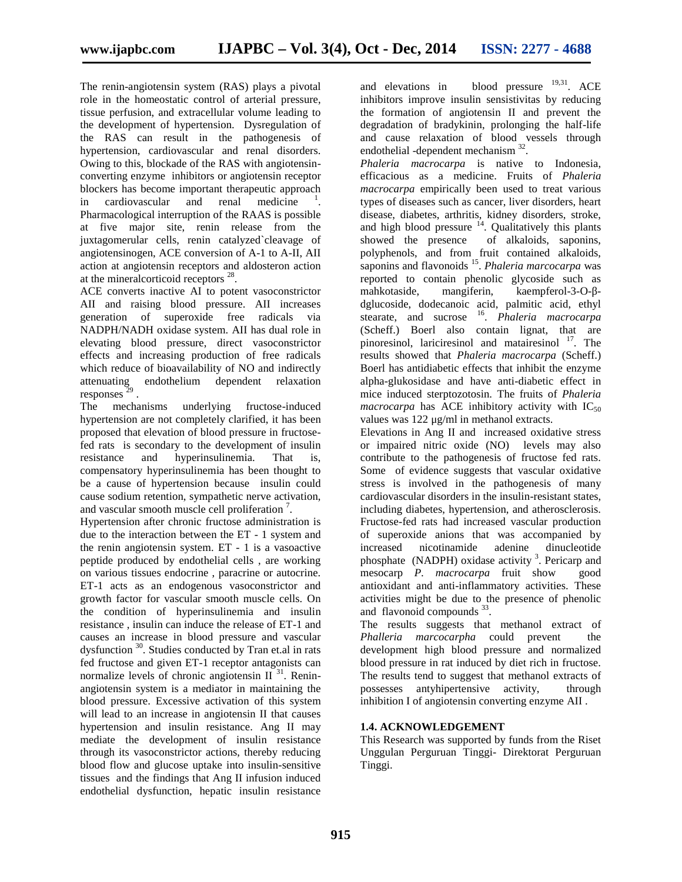The renin-angiotensin system (RAS) plays a pivotal role in the homeostatic control of arterial pressure, tissue perfusion, and extracellular volume leading to the development of hypertension. Dysregulation of the RAS can result in the pathogenesis of hypertension, cardiovascular and renal disorders. Owing to this, blockade of the RAS with angiotensin-converting enzyme inhibitors or angiotensin receptor blockers has become important therapeutic approach in cardiovascular and renal medicine [1]. Pharmacological interruption of the RAAS is possible at five major site, renin release from the juxtagomerular cells, renin catalyzed`cleavage of angiotensinogen, ACE conversion of A-1 to A-II, AII action at angiotensin receptors and aldosteron action at the mineralcorticoid receptors [28].

ACE converts inactive AI to potent vasoconstrictor AII and raising blood pressure. AII increases generation of superoxide free radicals via NADPH/NADH oxidase system. AII has dual role in elevating blood pressure, direct vasoconstrictor effects and increasing production of free radicals which reduce of bioavailability of NO and indirectly attenuating endothelium dependent relaxation responses [29] .

The mechanisms underlying fructose-induced hypertension are not completely clarified, it has been proposed that elevation of blood pressure in fructose-fed rats is secondary to the development of insulin resistance and hyperinsulinemia. That is, compensatory hyperinsulinemia has been thought to be a cause of hypertension because insulin could cause sodium retention, sympathetic nerve activation, and vascular smooth muscle cell proliferation [7].

Hypertension after chronic fructose administration is due to the interaction between the ET - 1 system and the renin angiotensin system. ET - 1 is a vasoactive peptide produced by endothelial cells , are working on various tissues endocrine , paracrine or autocrine. ET-1 acts as an endogenous vasoconstrictor and growth factor for vascular smooth muscle cells. On the condition of hyperinsulinemia and insulin resistance , insulin can induce the release of ET-1 and causes an increase in blood pressure and vascular dysfunction [30]. Studies conducted by Tran et.al in rats fed fructose and given ET-1 receptor antagonists can normalize levels of chronic angiotensin II [31]. Renin-angiotensin system is a mediator in maintaining the blood pressure. Excessive activation of this system will lead to an increase in angiotensin II that causes hypertension and insulin resistance. Ang II may mediate the development of insulin resistance through its vasoconstrictor actions, thereby reducing blood flow and glucose uptake into insulin-sensitive tissues and the findings that Ang II infusion induced endothelial dysfunction, hepatic insulin resistance and elevations in blood pressure [19,31]. ACE inhibitors improve insulin sensistivitas by reducing the formation of angiotensin II and prevent the degradation of bradykinin, prolonging the half-life and cause relaxation of blood vessels through endothelial -dependent mechanism [32].

*Phaleria macrocarpa* is native to Indonesia, efficacious as a medicine. Fruits of *Phaleria macrocarpa* empirically been used to treat various types of diseases such as cancer, liver disorders, heart disease, diabetes, arthritis, kidney disorders, stroke, and high blood pressure [14]. Qualitatively this plants showed the presence of alkaloids, saponins, polyphenols, and from fruit contained alkaloids, saponins and flavonoids [15]. *Phaleria marcocarpa* was reported to contain phenolic glycoside such as mahkotaside, mangiferin, kaempferol-3-O-β-dglucoside, dodecanoic acid, palmitic acid, ethyl stearate, and sucrose [16]. *Phaleria macrocarpa* (Scheff.) Boerl also contain lignat, that are pinoresinol, lariciresinol and matairesinol [17]. The results showed that *Phaleria macrocarpa* (Scheff.) Boerl has antidiabetic effects that inhibit the enzyme alpha-glukosidase and have anti-diabetic effect in mice induced sterptozotosin. The fruits of *Phaleria macrocarpa* has ACE inhibitory activity with $IC_{50}$ values was 122 µg/ml in methanol extracts.

Elevations in Ang II and increased oxidative stress or impaired nitric oxide (NO) levels may also contribute to the pathogenesis of fructose fed rats. Some of evidence suggests that vascular oxidative stress is involved in the pathogenesis of many cardiovascular disorders in the insulin-resistant states, including diabetes, hypertension, and atherosclerosis. Fructose-fed rats had increased vascular production of superoxide anions that was accompanied by increased nicotinamide adenine dinucleotide phosphate (NADPH) oxidase activity [3]. Pericarp and mesocarp *P. macrocarpa* fruit show good antioxidant and anti-inflammatory activities. These activities might be due to the presence of phenolic and flavonoid compounds [33].

The results suggests that methanol extract of *Phalleria marcocarpha* could prevent the development high blood pressure and normalized blood pressure in rat induced by diet rich in fructose. The results tend to suggest that methanol extracts of possesses antyhipertensive activity, through inhibition I of angiotensin converting enzyme AII .

### 1.4. ACKNOWLEDGEMENT

This Research was supported by funds from the Riset Unggulan Perguruan Tinggi- Direktorat Perguruan Tinggi.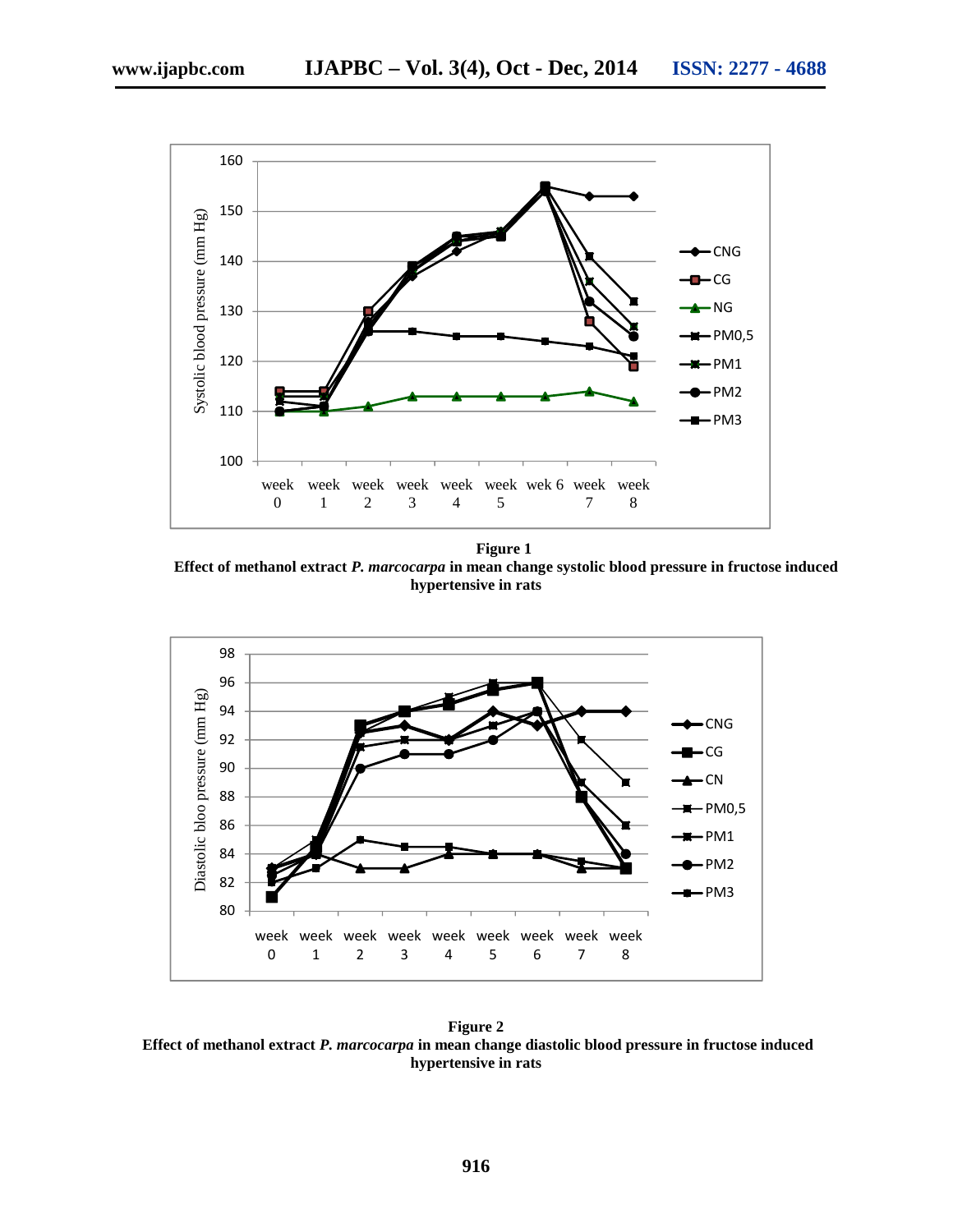Systolic blood pressure (mm Hg)

160
150
140
130
120
110
100

week 0
week 1
week 2
week 3
week 4
week 5
wek 6
week 7
week 8

CNG
CG
NG
PM0,5
PM1
PM2
PM3

**Figure 1**
**Effect of methanol extract *P. marcocarpa* in mean change systolic blood pressure in fructose induced hypertensive in rats**

Diastolic bloo pressure (mm Hg)

98
96
94
92
90
88
86
84
82
80

week 0
week 1
week 2
week 3
week 4
week 5
week 6
week 7
week 8

CNG
CG
CN
PM0,5
PM1
PM2
PM3

**Figure 2**
**Effect of methanol extract *P. marcocarpa* in mean change diastolic blood pressure in fructose induced hypertensive in rats**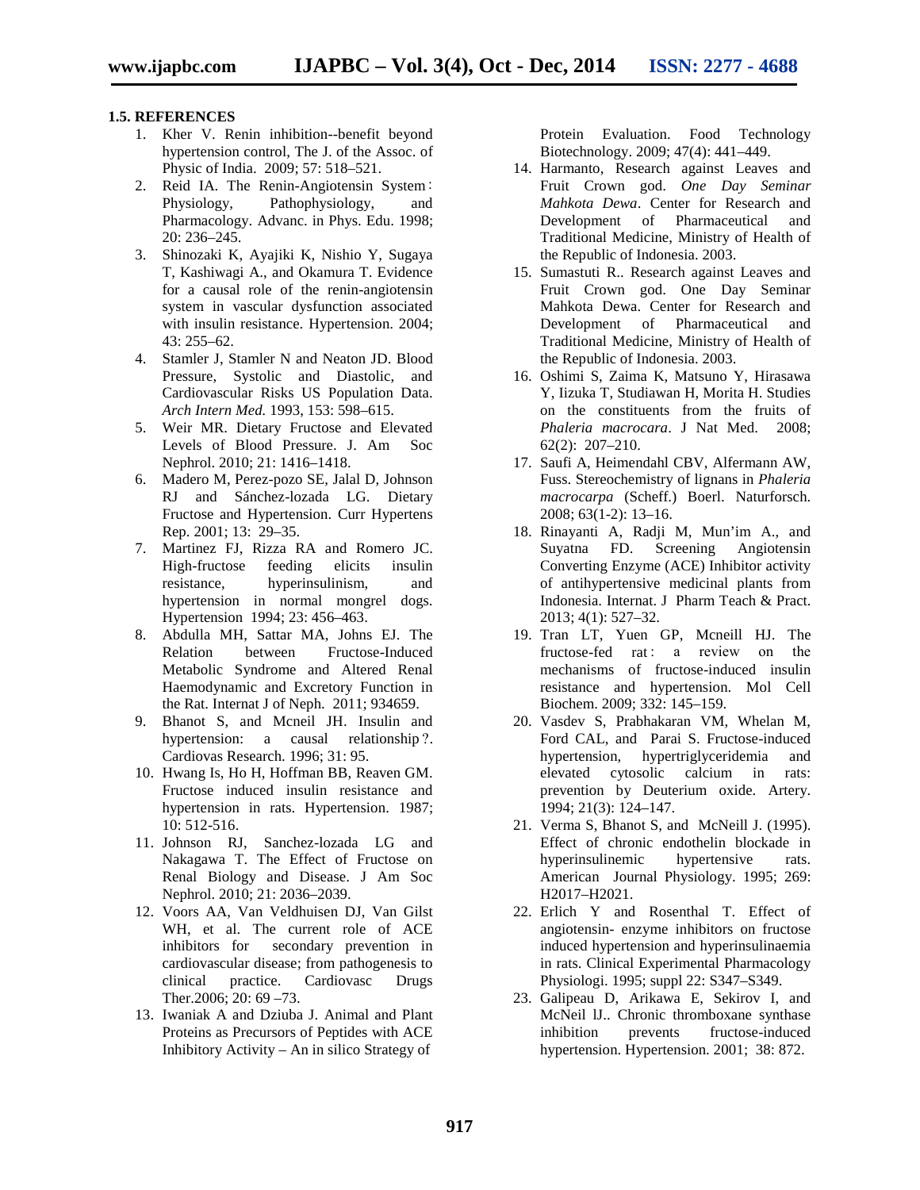**1.5. REFERENCES**

1. Kher V. Renin inhibition--benefit beyond hypertension control, The J. of the Assoc. of Physic of India. 2009; 57: 518–521.
2. Reid IA. The Renin-Angiotensin System : Physiology, Pathophysiology, and Pharmacology. Advanc. in Phys. Edu. 1998; 20: 236–245.
3. Shinozaki K, Ayajiki K, Nishio Y, Sugaya T, Kashiwagi A., and Okamura T. Evidence for a causal role of the renin-angiotensin system in vascular dysfunction associated with insulin resistance. Hypertension. 2004; 43: 255–62.
4. Stamler J, Stamler N and Neaton JD. Blood Pressure, Systolic and Diastolic, and Cardiovascular Risks US Population Data. *Arch Intern Med.* 1993, 153: 598–615.
5. Weir MR. Dietary Fructose and Elevated Levels of Blood Pressure. J. Am Soc Nephrol. 2010; 21: 1416–1418.
6. Madero M, Perez-pozo SE, Jalal D, Johnson RJ and Sánchez-lozada LG. Dietary Fructose and Hypertension. Curr Hypertens Rep. 2001; 13: 29–35.
7. Martinez FJ, Rizza RA and Romero JC. High-fructose feeding elicits insulin resistance, hyperinsulinism, and hypertension in normal mongrel dogs. Hypertension 1994; 23: 456–463.
8. Abdulla MH, Sattar MA, Johns EJ. The Relation between Fructose-Induced Metabolic Syndrome and Altered Renal Haemodynamic and Excretory Function in the Rat. Internat J of Neph. 2011; 934659.
9. Bhanot S, and Mcneil JH. Insulin and hypertension: a causal relationship ?. Cardiovas Research. 1996; 31: 95.
10. Hwang Is, Ho H, Hoffman BB, Reaven GM. Fructose induced insulin resistance and hypertension in rats. Hypertension. 1987; 10: 512-516.
11. Johnson RJ, Sanchez-lozada LG and Nakagawa T. The Effect of Fructose on Renal Biology and Disease. J Am Soc Nephrol. 2010; 21: 2036–2039.
12. Voors AA, Van Veldhuisen DJ, Van Gilst WH, et al. The current role of ACE inhibitors for secondary prevention in cardiovascular disease; from pathogenesis to clinical practice. Cardiovasc Drugs Ther.2006; 20: 69 –73.
13. Iwaniak A and Dziuba J. Animal and Plant Proteins as Precursors of Peptides with ACE Inhibitory Activity – An in silico Strategy of Protein Evaluation. Food Technology Biotechnology. 2009; 47(4): 441–449.
14. Harmanto, Research against Leaves and Fruit Crown god. *One Day Seminar Mahkota Dewa*. Center for Research and Development of Pharmaceutical and Traditional Medicine, Ministry of Health of the Republic of Indonesia. 2003.
15. Sumastuti R.. Research against Leaves and Fruit Crown god. One Day Seminar Mahkota Dewa. Center for Research and Development of Pharmaceutical and Traditional Medicine, Ministry of Health of the Republic of Indonesia. 2003.
16. Oshimi S, Zaima K, Matsuno Y, Hirasawa Y, Iizuka T, Studiawan H, Morita H. Studies on the constituents from the fruits of *Phaleria macrocarpa*. J Nat Med. 2008; 62(2): 207–210.
17. Saufi A, Heimendahl CBV, Alfermann AW, Fuss. Stereochemistry of lignans in *Phaleria macrocarpa* (Scheff.) Boerl. Naturforsch. 2008; 63(1-2): 13–16.
18. Rinayanti A, Radji M, Mun'im A., and Suyatna FD. Screening Angiotensin Converting Enzyme (ACE) Inhibitor activity of antihypertensive medicinal plants from Indonesia. Internat. J Pharm Teach & Pract. 2013; 4(1): 527–32.
19. Tran LT, Yuen GP, Mcneill HJ. The fructose-fed rat : a review on the mechanisms of fructose-induced insulin resistance and hypertension. Mol Cell Biochem. 2009; 332: 145–159.
20. Vasdev S, Prabhakaran VM, Whelan M, Ford CAL, and Parai S. Fructose-induced hypertension, hypertriglyceridemia and elevated cytosolic calcium in rats: prevention by Deuterium oxide. Artery. 1994; 21(3): 124–147.
21. Verma S, Bhanot S, and McNeill J. (1995). Effect of chronic endothelin blockade in hyperinsulinemic hypertensive rats. American Journal Physiology. 1995; 269: H2017–H2021.
22. Erlich Y and Rosenthal T. Effect of angiotensin- enzyme inhibitors on fructose induced hypertension and hyperinsulinaemia in rats. Clinical Experimental Pharmacology Physiologi. 1995; suppl 22: S347–S349.
23. Galipeau D, Arikawa E, Sekirov I, and McNeil lJ.. Chronic thromboxane synthase inhibition prevents fructose-induced hypertension. Hypertension. 2001; 38: 872.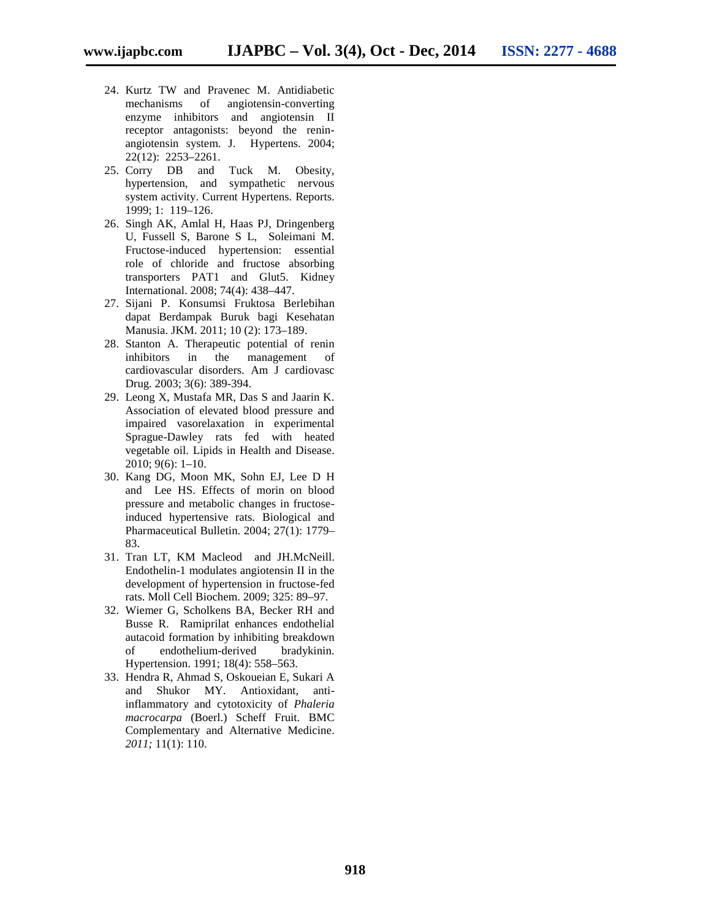24. Kurtz TW and Pravenec M. Antidiabetic mechanisms of angiotensin-converting enzyme inhibitors and angiotensin II receptor antagonists: beyond the renin-angiotensin system. J. Hypertens. 2004; 22(12): 2253–2261.
25. Corry DB and Tuck M. Obesity, hypertension, and sympathetic nervous system activity. Current Hypertens. Reports. 1999; 1: 119–126.
26. Singh AK, Amlal H, Haas PJ, Dringenberg U, Fussell S, Barone S L, Soleimani M. Fructose-induced hypertension: essential role of chloride and fructose absorbing transporters PAT1 and Glut5. Kidney International. 2008; 74(4): 438–447.
27. Sijani P. Konsumsi Fruktosa Berlebihan dapat Berdampak Buruk bagi Kesehatan Manusia. JKM. 2011; 10 (2): 173–189.
28. Stanton A. Therapeutic potential of renin inhibitors in the management of cardiovascular disorders. Am J cardiovasc Drug. 2003; 3(6): 389-394.
29. Leong X, Mustafa MR, Das S and Jaarin K. Association of elevated blood pressure and impaired vasorelaxation in experimental Sprague-Dawley rats fed with heated vegetable oil. Lipids in Health and Disease. 2010; 9(6): 1–10.
30. Kang DG, Moon MK, Sohn EJ, Lee D H and Lee HS. Effects of morin on blood pressure and metabolic changes in fructose-induced hypertensive rats. Biological and Pharmaceutical Bulletin. 2004; 27(1): 1779–83.
31. Tran LT, KM Macleod and JH.McNeill. Endothelin-1 modulates angiotensin II in the development of hypertension in fructose-fed rats. Moll Cell Biochem. 2009; 325: 89–97.
32. Wiemer G, Scholkens BA, Becker RH and Busse R. Ramiprilat enhances endothelial autacoid formation by inhibiting breakdown of endothelium-derived bradykinin. Hypertension. 1991; 18(4): 558–563.
33. Hendra R, Ahmad S, Oskoueian E, Sukari A and Shukor MY. Antioxidant, anti-inflammatory and cytotoxicity of *Phaleria macrocarpa* (Boerl.) Scheff Fruit. BMC Complementary and Alternative Medicine. *2011;* 11(1): 110.